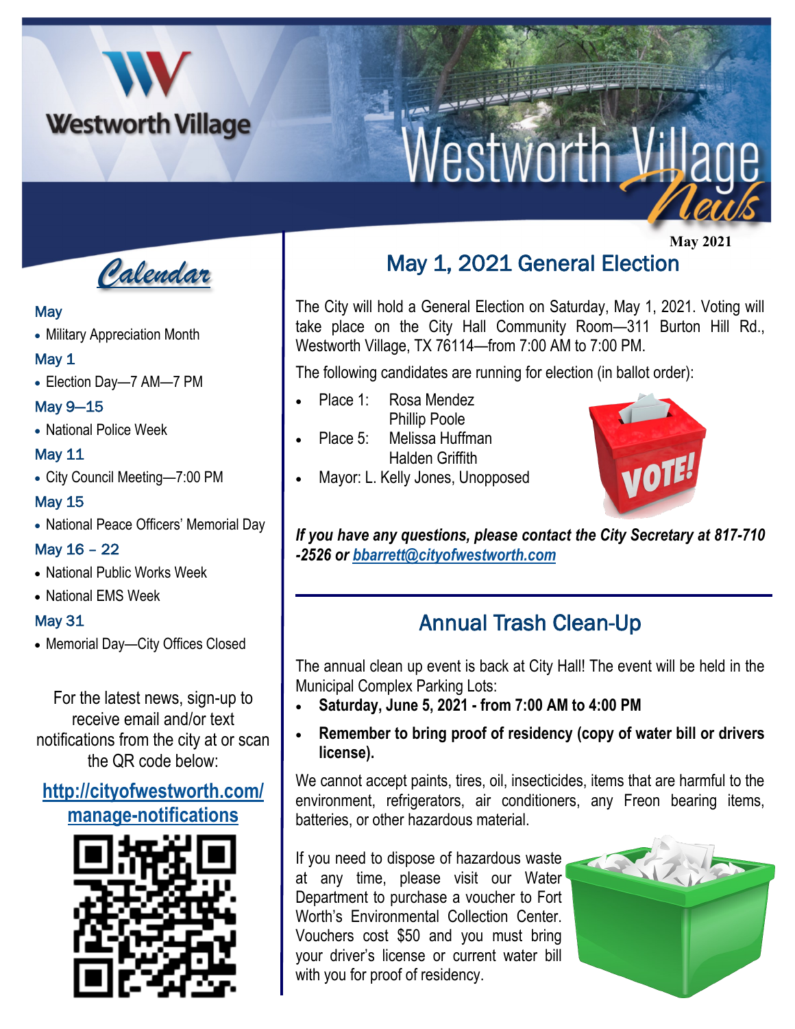# Westworth Village News

May 2021

## Calendar

**May**
- Military Appreciation Month

**May 1**
- Election Day—7 AM—7 PM

**May 9—15**
- National Police Week

**May 11**
- City Council Meeting—7:00 PM

**May 15**
- National Peace Officers' Memorial Day

**May 16 – 22**
- National Public Works Week
- National EMS Week

**May 31**
- Memorial Day—City Offices Closed

For the latest news, sign-up to receive email and/or text notifications from the city at or scan the QR code below:

**http://cityofwestworth.com/manage-notifications**

## May 1, 2021 General Election

The City will hold a General Election on Saturday, May 1, 2021. Voting will take place on the City Hall Community Room—311 Burton Hill Rd., Westworth Village, TX 76114—from 7:00 AM to 7:00 PM.

The following candidates are running for election (in ballot order):

- Place 1: Rosa Mendez
  Phillip Poole
- Place 5: Melissa Huffman
  Halden Griffith
- Mayor: L. Kelly Jones, Unopposed

***If you have any questions, please contact the City Secretary at 817-710-2526 or bbarrett@cityofwestworth.com***

## Annual Trash Clean-Up

The annual clean up event is back at City Hall! The event will be held in the Municipal Complex Parking Lots:

- **Saturday, June 5, 2021 - from 7:00 AM to 4:00 PM**
- **Remember to bring proof of residency (copy of water bill or drivers license).**

We cannot accept paints, tires, oil, insecticides, items that are harmful to the environment, refrigerators, air conditioners, any Freon bearing items, batteries, or other hazardous material.

If you need to dispose of hazardous waste at any time, please visit our Water Department to purchase a voucher to Fort Worth's Environmental Collection Center. Vouchers cost $50 and you must bring your driver's license or current water bill with you for proof of residency.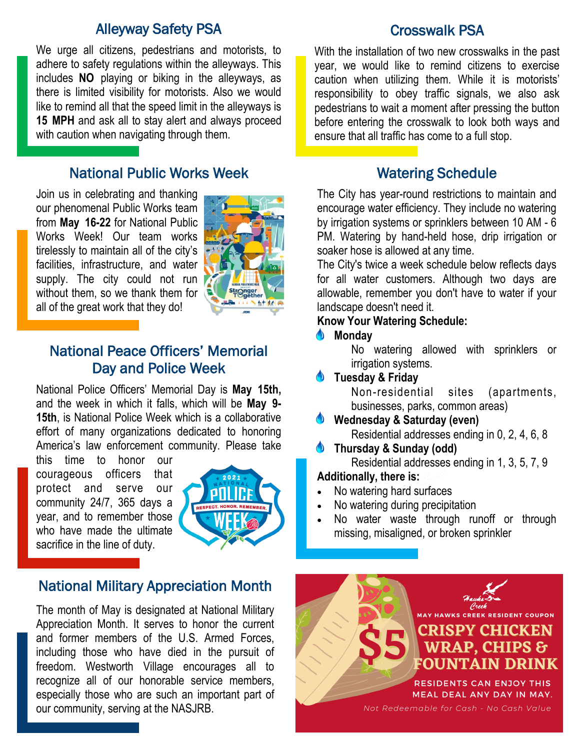## Alleyway Safety PSA

We urge all citizens, pedestrians and motorists, to adhere to safety regulations within the alleyways. This includes **NO** playing or biking in the alleyways, as there is limited visibility for motorists. Also we would like to remind all that the speed limit in the alleyways is **15 MPH** and ask all to stay alert and always proceed with caution when navigating through them.

## National Public Works Week

Join us in celebrating and thanking our phenomenal Public Works team from **May 16-22** for National Public Works Week! Our team works tirelessly to maintain all of the city's facilities, infrastructure, and water supply. The city could not run without them, so we thank them for all of the great work that they do!

## National Peace Officers' Memorial Day and Police Week

National Police Officers' Memorial Day is **May 15th,** and the week in which it falls, which will be **May 9-15th**, is National Police Week which is a collaborative effort of many organizations dedicated to honoring America's law enforcement community. Please take this time to honor our courageous officers that protect and serve our community 24/7, 365 days a year, and to remember those who have made the ultimate sacrifice in the line of duty.

## National Military Appreciation Month

The month of May is designated at National Military Appreciation Month. It serves to honor the current and former members of the U.S. Armed Forces, including those who have died in the pursuit of freedom. Westworth Village encourages all to recognize all of our honorable service members, especially those who are such an important part of our community, serving at the NASJRB.

## Crosswalk PSA

With the installation of two new crosswalks in the past year, we would like to remind citizens to exercise caution when utilizing them. While it is motorists' responsibility to obey traffic signals, we also ask pedestrians to wait a moment after pressing the button before entering the crosswalk to look both ways and ensure that all traffic has come to a full stop.

## Watering Schedule

The City has year-round restrictions to maintain and encourage water efficiency. They include no watering by irrigation systems or sprinklers between 10 AM - 6 PM. Watering by hand-held hose, drip irrigation or soaker hose is allowed at any time.

The City's twice a week schedule below reflects days for all water customers. Although two days are allowable, remember you don't have to water if your landscape doesn't need it.

**Know Your Watering Schedule:**

- **Monday**
  No watering allowed with sprinklers or irrigation systems.
- **Tuesday & Friday**
  Non-residential sites (apartments, businesses, parks, common areas)
- **Wednesday & Saturday (even)**
  Residential addresses ending in 0, 2, 4, 6, 8
- **Thursday & Sunday (odd)**
  Residential addresses ending in 1, 3, 5, 7, 9

**Additionally, there is:**

- No watering hard surfaces
- No watering during precipitation
- No water waste through runoff or through missing, misaligned, or broken sprinkler

Hawks Creek

MAY HAWKS CREEK RESIDENT COUPON

$5

CRISPY CHICKEN WRAP, CHIPS & FOUNTAIN DRINK

RESIDENTS CAN ENJOY THIS MEAL DEAL ANY DAY IN MAY.

*Not Redeemable for Cash - No Cash Value*